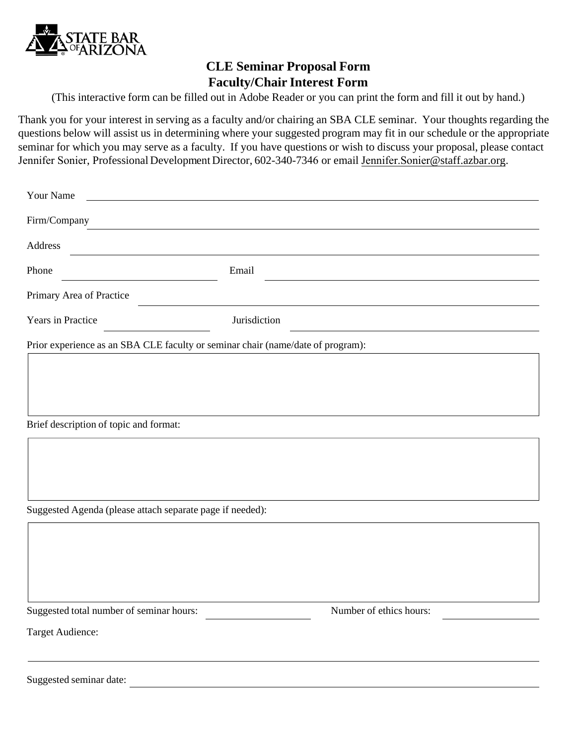STATE BAR OF ARIZONA

# CLE Seminar Proposal Form
## Faculty/Chair Interest Form

(This interactive form can be filled out in Adobe Reader or you can print the form and fill it out by hand.)

Thank you for your interest in serving as a faculty and/or chairing an SBA CLE seminar. Your thoughts regarding the questions below will assist us in determining where your suggested program may fit in our schedule or the appropriate seminar for which you may serve as a faculty. If you have questions or wish to discuss your proposal, please contact Jennifer Sonier, Professional Development Director, 602-340-7346 or email Jennifer.Sonier@staff.azbar.org.

Your Name ______________________________

Firm/Company ______________________________

Address ______________________________

Phone ______________ Email ______________

Primary Area of Practice ______________________________

Years in Practice ______________ Jurisdiction ______________

Prior experience as an SBA CLE faculty or seminar chair (name/date of program):

______________________________

Brief description of topic and format:

______________________________

Suggested Agenda (please attach separate page if needed):

______________________________

Suggested total number of seminar hours: ______________ Number of ethics hours: ______________

Target Audience:

______________________________

Suggested seminar date: ______________________________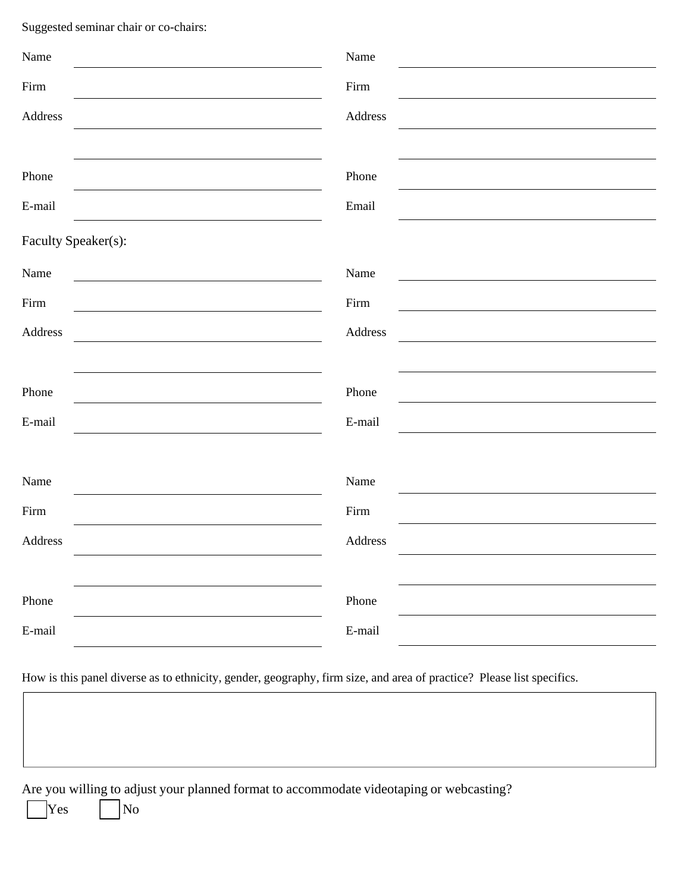Suggested seminar chair or co-chairs:

| | |
|---|---|
| Name ______________________ | Name ______________________ |
| Firm ______________________ | Firm ______________________ |
| Address ______________________ | Address ______________________ |
| ______________________ | ______________________ |
| Phone ______________________ | Phone ______________________ |
| E-mail ______________________ | Email ______________________ |

Faculty Speaker(s):

| | |
|---|---|
| Name ______________________ | Name ______________________ |
| Firm ______________________ | Firm ______________________ |
| Address ______________________ | Address ______________________ |
| ______________________ | ______________________ |
| Phone ______________________ | Phone ______________________ |
| E-mail ______________________ | E-mail ______________________ |

| | |
|---|---|
| Name ______________________ | Name ______________________ |
| Firm ______________________ | Firm ______________________ |
| Address ______________________ | Address ______________________ |
| ______________________ | ______________________ |
| Phone ______________________ | Phone ______________________ |
| E-mail ______________________ | E-mail ______________________ |

How is this panel diverse as to ethnicity, gender, geography, firm size, and area of practice? Please list specifics.

Are you willing to adjust your planned format to accommodate videotaping or webcasting?

☐ Yes ☐ No